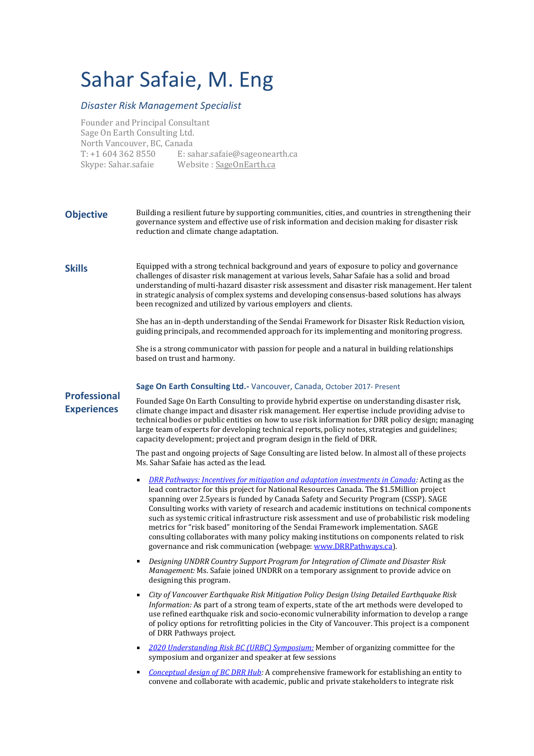# Sahar Safaie, M. Eng

*Disaster Risk Management Specialist*

Founder and Principal Consultant
Sage On Earth Consulting Ltd.
North Vancouver, BC, Canada
T: +1 604 362 8550 E: sahar.safaie@sageonearth.ca
Skype: Sahar.safaie Website : SageOnEarth.ca

## Objective

Building a resilient future by supporting communities, cities, and countries in strengthening their governance system and effective use of risk information and decision making for disaster risk reduction and climate change adaptation.

## Skills

Equipped with a strong technical background and years of exposure to policy and governance challenges of disaster risk management at various levels, Sahar Safaie has a solid and broad understanding of multi-hazard disaster risk assessment and disaster risk management. Her talent in strategic analysis of complex systems and developing consensus-based solutions has always been recognized and utilized by various employers and clients.

She has an in-depth understanding of the Sendai Framework for Disaster Risk Reduction vision, guiding principals, and recommended approach for its implementing and monitoring progress.

She is a strong communicator with passion for people and a natural in building relationships based on trust and harmony.

## Professional Experiences

**Sage On Earth Consulting Ltd.-** Vancouver, Canada, October 2017- Present

Founded Sage On Earth Consulting to provide hybrid expertise on understanding disaster risk, climate change impact and disaster risk management. Her expertise include providing advise to technical bodies or public entities on how to use risk information for DRR policy design; managing large team of experts for developing technical reports, policy notes, strategies and guidelines; capacity development; project and program design in the field of DRR.

The past and ongoing projects of Sage Consulting are listed below. In almost all of these projects Ms. Sahar Safaie has acted as the lead.

- *DRR Pathways: Incentives for mitigation and adaptation investments in Canada:* Acting as the lead contractor for this project for National Resources Canada. The $1.5Million project spanning over 2.5years is funded by Canada Safety and Security Program (CSSP). SAGE Consulting works with variety of research and academic institutions on technical components such as systemic critical infrastructure risk assessment and use of probabilistic risk modeling metrics for "risk based" monitoring of the Sendai Framework implementation. SAGE consulting collaborates with many policy making institutions on components related to risk governance and risk communication (webpage: www.DRRPathways.ca).
- *Designing UNDRR Country Support Program for Integration of Climate and Disaster Risk Management:* Ms. Safaie joined UNDRR on a temporary assignment to provide advice on designing this program.
- *City of Vancouver Earthquake Risk Mitigation Policy Design Using Detailed Earthquake Risk Information:* As part of a strong team of experts, state of the art methods were developed to use refined earthquake risk and socio-economic vulnerability information to develop a range of policy options for retrofitting policies in the City of Vancouver. This project is a component of DRR Pathways project.
- *2020 Understanding Risk BC (URBC) Symposium:* Member of organizing committee for the symposium and organizer and speaker at few sessions
- *Conceptual design of BC DRR Hub:* A comprehensive framework for establishing an entity to convene and collaborate with academic, public and private stakeholders to integrate risk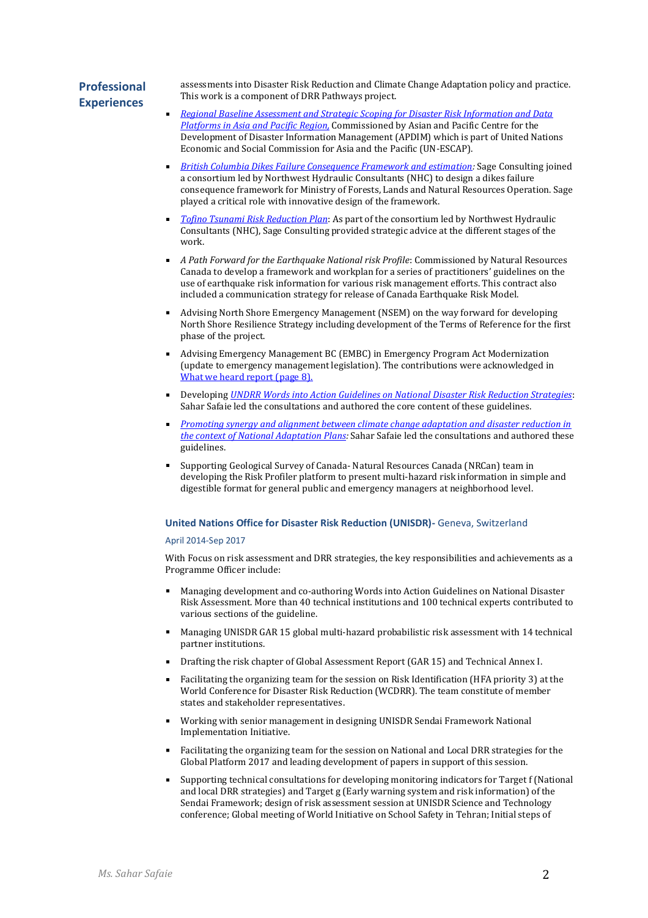## Professional Experiences

assessments into Disaster Risk Reduction and Climate Change Adaptation policy and practice. This work is a component of DRR Pathways project.

- *Regional Baseline Assessment and Strategic Scoping for Disaster Risk Information and Data Platforms in Asia and Pacific Region,* Commissioned by Asian and Pacific Centre for the Development of Disaster Information Management (APDIM) which is part of United Nations Economic and Social Commission for Asia and the Pacific (UN-ESCAP).
- *British Columbia Dikes Failure Consequence Framework and estimation:* Sage Consulting joined a consortium led by Northwest Hydraulic Consultants (NHC) to design a dikes failure consequence framework for Ministry of Forests, Lands and Natural Resources Operation. Sage played a critical role with innovative design of the framework.
- *Tofino Tsunami Risk Reduction Plan*: As part of the consortium led by Northwest Hydraulic Consultants (NHC), Sage Consulting provided strategic advice at the different stages of the work.
- *A Path Forward for the Earthquake National risk Profile*: Commissioned by Natural Resources Canada to develop a framework and workplan for a series of practitioners' guidelines on the use of earthquake risk information for various risk management efforts. This contract also included a communication strategy for release of Canada Earthquake Risk Model.
- Advising North Shore Emergency Management (NSEM) on the way forward for developing North Shore Resilience Strategy including development of the Terms of Reference for the first phase of the project.
- Advising Emergency Management BC (EMBC) in Emergency Program Act Modernization (update to emergency management legislation). The contributions were acknowledged in What we heard report (page 8).
- Developing *UNDRR Words into Action Guidelines on National Disaster Risk Reduction Strategies*: Sahar Safaie led the consultations and authored the core content of these guidelines.
- *Promoting synergy and alignment between climate change adaptation and disaster reduction in the context of National Adaptation Plans:* Sahar Safaie led the consultations and authored these guidelines.
- Supporting Geological Survey of Canada- Natural Resources Canada (NRCan) team in developing the Risk Profiler platform to present multi-hazard risk information in simple and digestible format for general public and emergency managers at neighborhood level.

### United Nations Office for Disaster Risk Reduction (UNISDR)- Geneva, Switzerland

April 2014-Sep 2017

With Focus on risk assessment and DRR strategies, the key responsibilities and achievements as a Programme Officer include:

- Managing development and co-authoring Words into Action Guidelines on National Disaster Risk Assessment. More than 40 technical institutions and 100 technical experts contributed to various sections of the guideline.
- Managing UNISDR GAR 15 global multi-hazard probabilistic risk assessment with 14 technical partner institutions.
- Drafting the risk chapter of Global Assessment Report (GAR 15) and Technical Annex I.
- Facilitating the organizing team for the session on Risk Identification (HFA priority 3) at the World Conference for Disaster Risk Reduction (WCDRR). The team constitute of member states and stakeholder representatives.
- Working with senior management in designing UNISDR Sendai Framework National Implementation Initiative.
- Facilitating the organizing team for the session on National and Local DRR strategies for the Global Platform 2017 and leading development of papers in support of this session.
- Supporting technical consultations for developing monitoring indicators for Target f (National and local DRR strategies) and Target g (Early warning system and risk information) of the Sendai Framework; design of risk assessment session at UNISDR Science and Technology conference; Global meeting of World Initiative on School Safety in Tehran; Initial steps of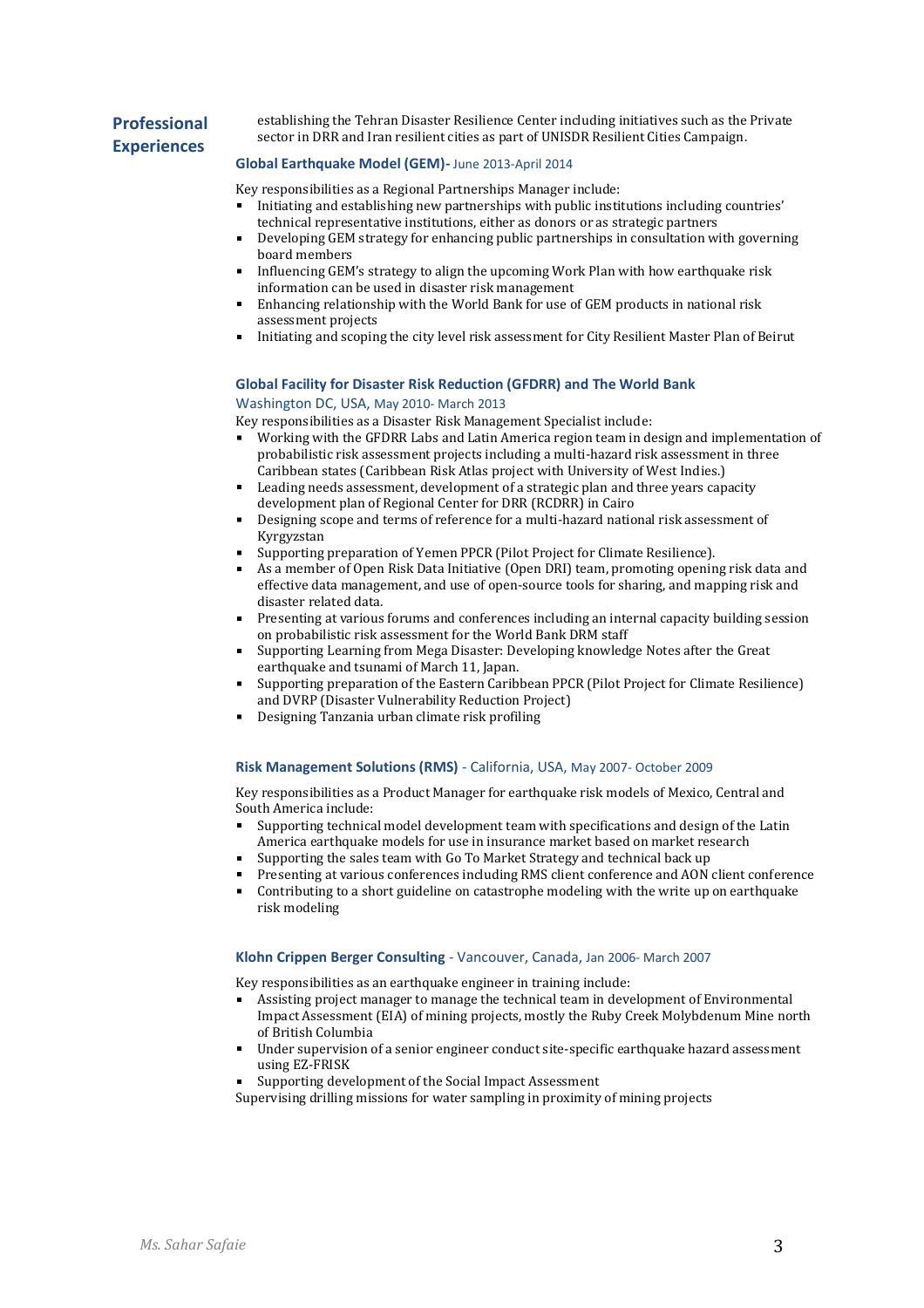## Professional Experiences

establishing the Tehran Disaster Resilience Center including initiatives such as the Private sector in DRR and Iran resilient cities as part of UNISDR Resilient Cities Campaign.

### Global Earthquake Model (GEM)- June 2013-April 2014

Key responsibilities as a Regional Partnerships Manager include:

- Initiating and establishing new partnerships with public institutions including countries' technical representative institutions, either as donors or as strategic partners
- Developing GEM strategy for enhancing public partnerships in consultation with governing board members
- Influencing GEM's strategy to align the upcoming Work Plan with how earthquake risk information can be used in disaster risk management
- Enhancing relationship with the World Bank for use of GEM products in national risk assessment projects
- Initiating and scoping the city level risk assessment for City Resilient Master Plan of Beirut

### Global Facility for Disaster Risk Reduction (GFDRR) and The World Bank

Washington DC, USA, May 2010- March 2013

Key responsibilities as a Disaster Risk Management Specialist include:

- Working with the GFDRR Labs and Latin America region team in design and implementation of probabilistic risk assessment projects including a multi-hazard risk assessment in three Caribbean states (Caribbean Risk Atlas project with University of West Indies.)
- Leading needs assessment, development of a strategic plan and three years capacity development plan of Regional Center for DRR (RCDRR) in Cairo
- Designing scope and terms of reference for a multi-hazard national risk assessment of Kyrgyzstan
- Supporting preparation of Yemen PPCR (Pilot Project for Climate Resilience).
- As a member of Open Risk Data Initiative (Open DRI) team, promoting opening risk data and effective data management, and use of open-source tools for sharing, and mapping risk and disaster related data.
- Presenting at various forums and conferences including an internal capacity building session on probabilistic risk assessment for the World Bank DRM staff
- Supporting Learning from Mega Disaster: Developing knowledge Notes after the Great earthquake and tsunami of March 11, Japan.
- Supporting preparation of the Eastern Caribbean PPCR (Pilot Project for Climate Resilience) and DVRP (Disaster Vulnerability Reduction Project)
- Designing Tanzania urban climate risk profiling

### Risk Management Solutions (RMS) - California, USA, May 2007- October 2009

Key responsibilities as a Product Manager for earthquake risk models of Mexico, Central and South America include:

- Supporting technical model development team with specifications and design of the Latin America earthquake models for use in insurance market based on market research
- Supporting the sales team with Go To Market Strategy and technical back up
- Presenting at various conferences including RMS client conference and AON client conference
- Contributing to a short guideline on catastrophe modeling with the write up on earthquake risk modeling

### Klohn Crippen Berger Consulting - Vancouver, Canada, Jan 2006- March 2007

Key responsibilities as an earthquake engineer in training include:

- Assisting project manager to manage the technical team in development of Environmental Impact Assessment (EIA) of mining projects, mostly the Ruby Creek Molybdenum Mine north of British Columbia
- Under supervision of a senior engineer conduct site-specific earthquake hazard assessment using EZ-FRISK
- Supporting development of the Social Impact Assessment

Supervising drilling missions for water sampling in proximity of mining projects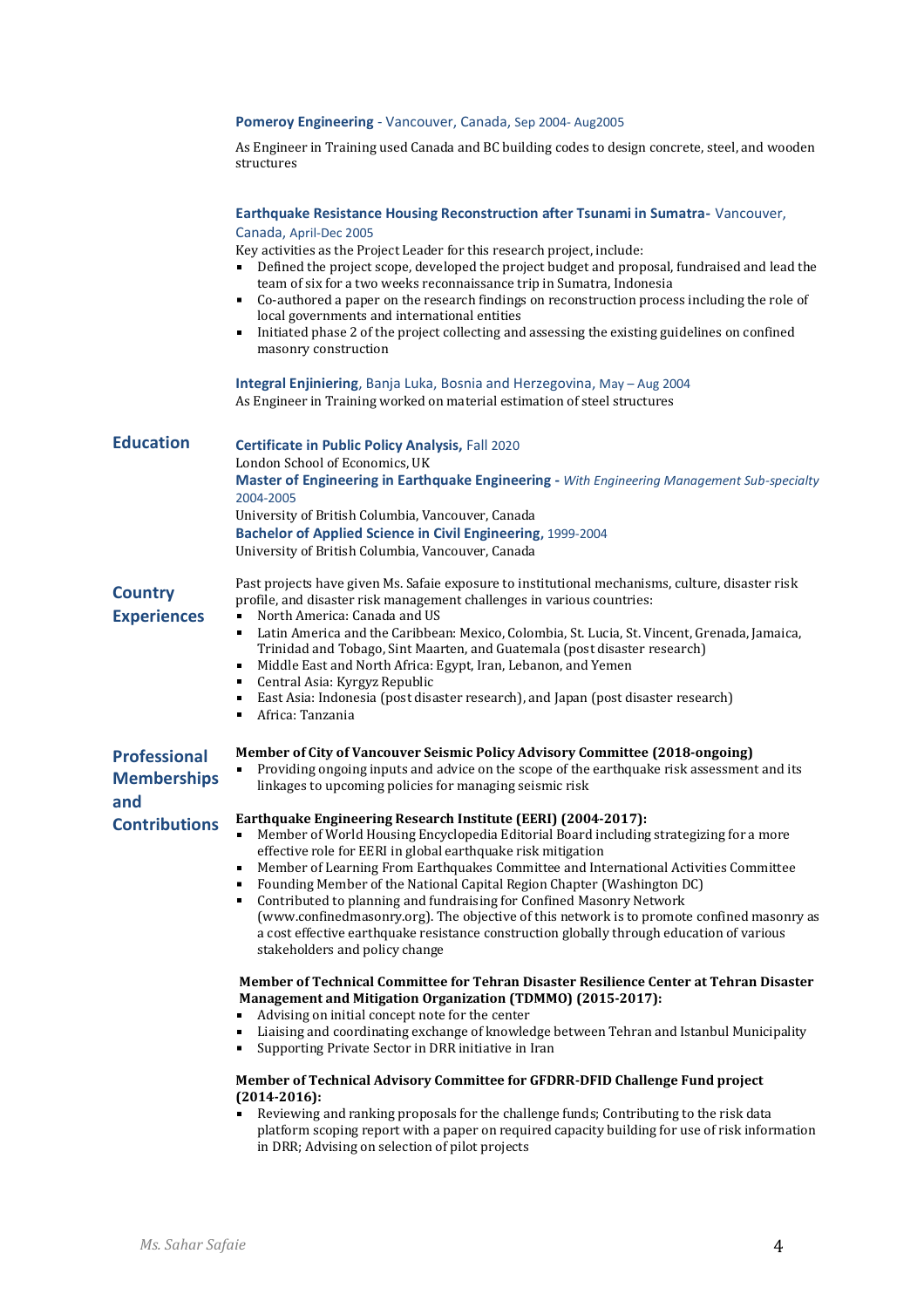**Pomeroy Engineering** - Vancouver, Canada, Sep 2004- Aug2005

As Engineer in Training used Canada and BC building codes to design concrete, steel, and wooden structures

**Earthquake Resistance Housing Reconstruction after Tsunami in Sumatra-** Vancouver, Canada, April-Dec 2005

Key activities as the Project Leader for this research project, include:

- Defined the project scope, developed the project budget and proposal, fundraised and lead the team of six for a two weeks reconnaissance trip in Sumatra, Indonesia
- Co-authored a paper on the research findings on reconstruction process including the role of local governments and international entities
- Initiated phase 2 of the project collecting and assessing the existing guidelines on confined masonry construction

**Integral Enjiniering**, Banja Luka, Bosnia and Herzegovina, May – Aug 2004

As Engineer in Training worked on material estimation of steel structures

## Education

**Certificate in Public Policy Analysis,** Fall 2020
London School of Economics, UK

**Master of Engineering in Earthquake Engineering -** *With Engineering Management Sub-specialty* 2004-2005
University of British Columbia, Vancouver, Canada

**Bachelor of Applied Science in Civil Engineering,** 1999-2004
University of British Columbia, Vancouver, Canada

## Country Experiences

Past projects have given Ms. Safaie exposure to institutional mechanisms, culture, disaster risk profile, and disaster risk management challenges in various countries:

- North America: Canada and US
- Latin America and the Caribbean: Mexico, Colombia, St. Lucia, St. Vincent, Grenada, Jamaica, Trinidad and Tobago, Sint Maarten, and Guatemala (post disaster research)
- Middle East and North Africa: Egypt, Iran, Lebanon, and Yemen
- Central Asia: Kyrgyz Republic
- East Asia: Indonesia (post disaster research), and Japan (post disaster research)
- Africa: Tanzania

## Professional Memberships and Contributions

**Member of City of Vancouver Seismic Policy Advisory Committee (2018-ongoing)**

- Providing ongoing inputs and advice on the scope of the earthquake risk assessment and its linkages to upcoming policies for managing seismic risk

**Earthquake Engineering Research Institute (EERI) (2004-2017):**

- Member of World Housing Encyclopedia Editorial Board including strategizing for a more effective role for EERI in global earthquake risk mitigation
- Member of Learning From Earthquakes Committee and International Activities Committee
- Founding Member of the National Capital Region Chapter (Washington DC)
- Contributed to planning and fundraising for Confined Masonry Network (www.confinedmasonry.org). The objective of this network is to promote confined masonry as a cost effective earthquake resistance construction globally through education of various stakeholders and policy change

**Member of Technical Committee for Tehran Disaster Resilience Center at Tehran Disaster Management and Mitigation Organization (TDMMO) (2015-2017):**

- Advising on initial concept note for the center
- Liaising and coordinating exchange of knowledge between Tehran and Istanbul Municipality
- Supporting Private Sector in DRR initiative in Iran

**Member of Technical Advisory Committee for GFDRR-DFID Challenge Fund project (2014-2016):**

- Reviewing and ranking proposals for the challenge funds; Contributing to the risk data platform scoping report with a paper on required capacity building for use of risk information in DRR; Advising on selection of pilot projects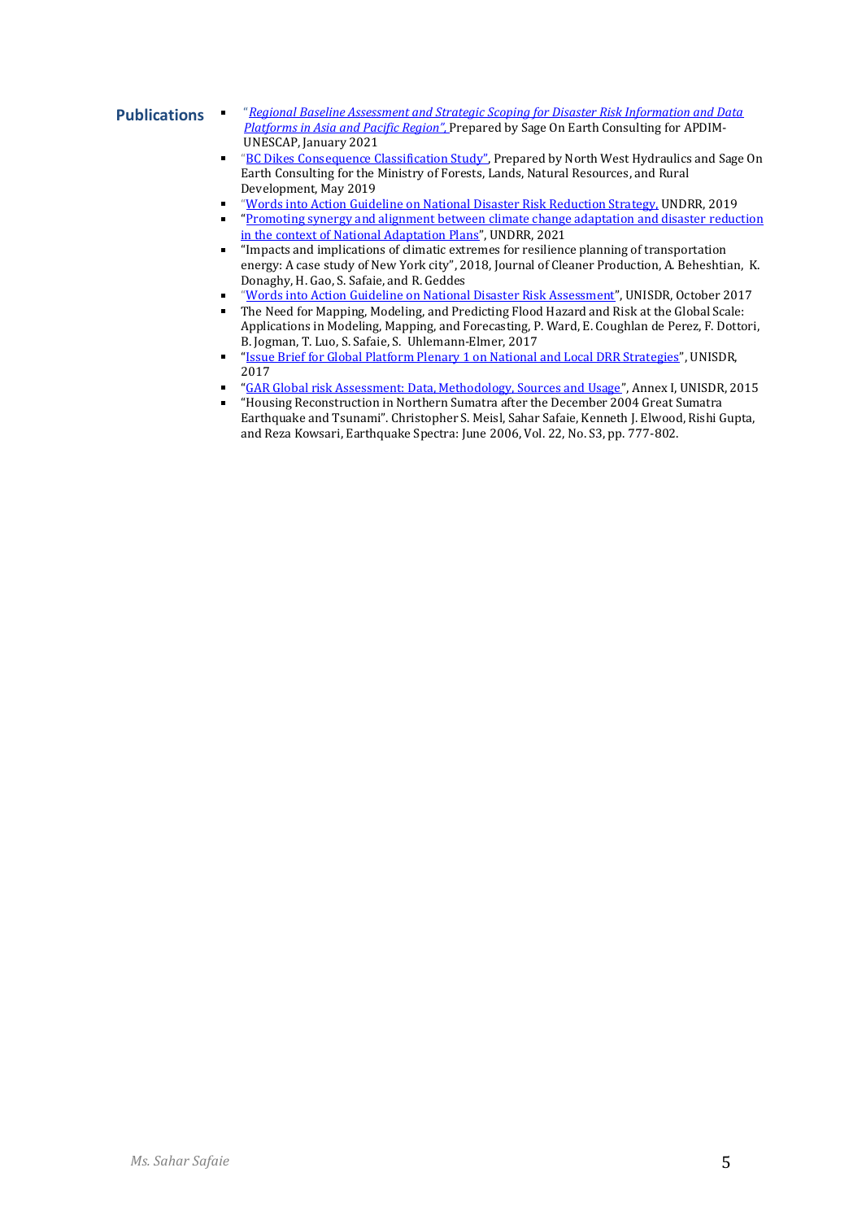## Publications

- "*Regional Baseline Assessment and Strategic Scoping for Disaster Risk Information and Data Platforms in Asia and Pacific Region",* Prepared by Sage On Earth Consulting for APDIM-UNESCAP, January 2021
- "BC Dikes Consequence Classification Study", Prepared by North West Hydraulics and Sage On Earth Consulting for the Ministry of Forests, Lands, Natural Resources, and Rural Development, May 2019
- "Words into Action Guideline on National Disaster Risk Reduction Strategy, UNDRR, 2019
- "Promoting synergy and alignment between climate change adaptation and disaster reduction in the context of National Adaptation Plans", UNDRR, 2021
- "Impacts and implications of climatic extremes for resilience planning of transportation energy: A case study of New York city", 2018, Journal of Cleaner Production, A. Beheshtian, K. Donaghy, H. Gao, S. Safaie, and R. Geddes
- "Words into Action Guideline on National Disaster Risk Assessment", UNISDR, October 2017
- The Need for Mapping, Modeling, and Predicting Flood Hazard and Risk at the Global Scale: Applications in Modeling, Mapping, and Forecasting, P. Ward, E. Coughlan de Perez, F. Dottori, B. Jogman, T. Luo, S. Safaie, S. Uhlemann-Elmer, 2017
- "Issue Brief for Global Platform Plenary 1 on National and Local DRR Strategies", UNISDR, 2017
- "GAR Global risk Assessment: Data, Methodology, Sources and Usage", Annex I, UNISDR, 2015
- "Housing Reconstruction in Northern Sumatra after the December 2004 Great Sumatra Earthquake and Tsunami". Christopher S. Meisl, Sahar Safaie, Kenneth J. Elwood, Rishi Gupta, and Reza Kowsari, Earthquake Spectra: June 2006, Vol. 22, No. S3, pp. 777-802.